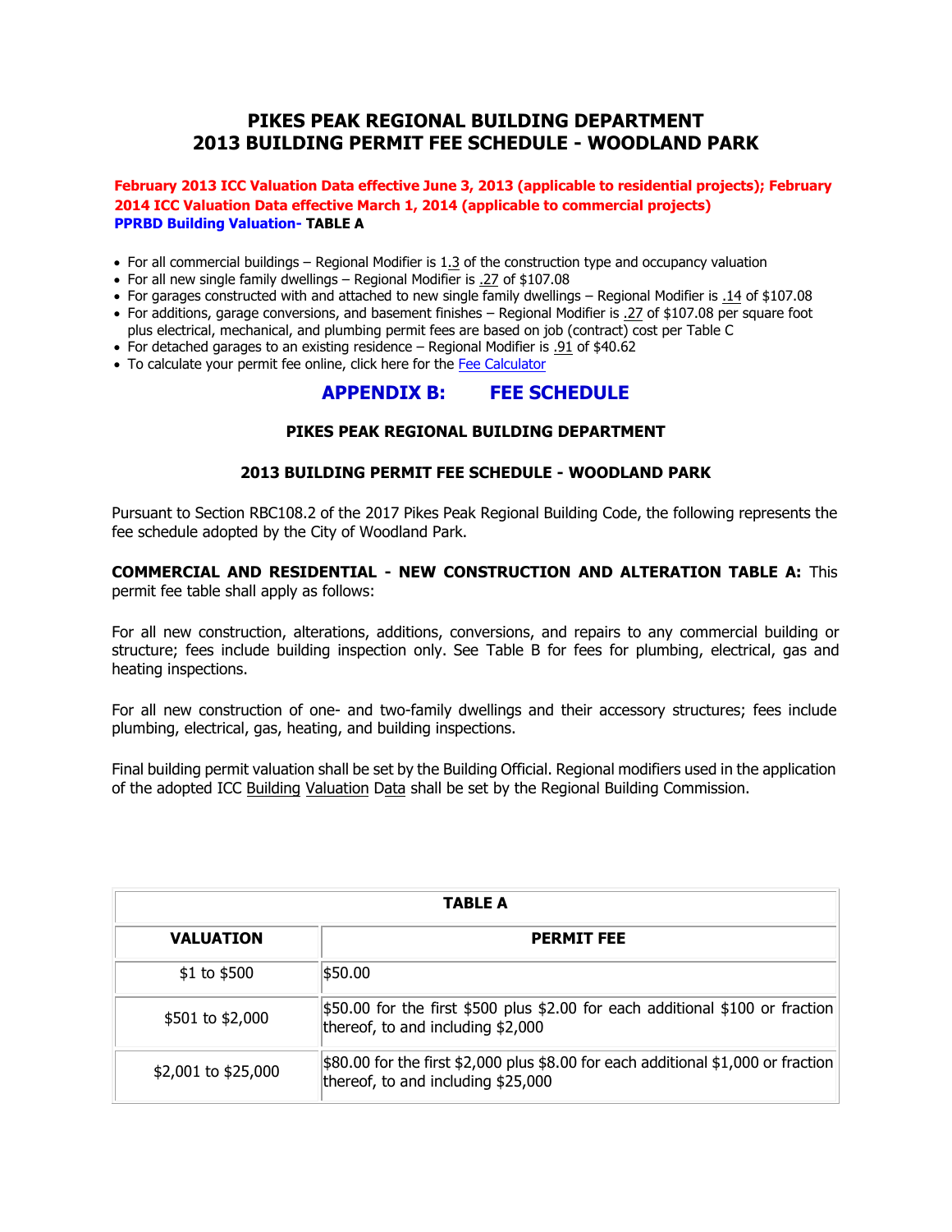# PIKES PEAK REGIONAL BUILDING DEPARTMENT
# 2013 BUILDING PERMIT FEE SCHEDULE - WOODLAND PARK

**February 2013 ICC Valuation Data effective June 3, 2013 (applicable to residential projects); February 2014 ICC Valuation Data effective March 1, 2014 (applicable to commercial projects)**
**PPRBD Building Valuation- TABLE A**

- For all commercial buildings – Regional Modifier is 1.3 of the construction type and occupancy valuation
- For all new single family dwellings – Regional Modifier is .27 of $107.08
- For garages constructed with and attached to new single family dwellings – Regional Modifier is .14 of $107.08
- For additions, garage conversions, and basement finishes – Regional Modifier is .27 of $107.08 per square foot plus electrical, mechanical, and plumbing permit fees are based on job (contract) cost per Table C
- For detached garages to an existing residence – Regional Modifier is .91 of $40.62
- To calculate your permit fee online, click here for the Fee Calculator

## APPENDIX B: FEE SCHEDULE

### PIKES PEAK REGIONAL BUILDING DEPARTMENT

### 2013 BUILDING PERMIT FEE SCHEDULE - WOODLAND PARK

Pursuant to Section RBC108.2 of the 2017 Pikes Peak Regional Building Code, the following represents the fee schedule adopted by the City of Woodland Park.

**COMMERCIAL AND RESIDENTIAL - NEW CONSTRUCTION AND ALTERATION TABLE A:** This permit fee table shall apply as follows:

For all new construction, alterations, additions, conversions, and repairs to any commercial building or structure; fees include building inspection only. See Table B for fees for plumbing, electrical, gas and heating inspections.

For all new construction of one- and two-family dwellings and their accessory structures; fees include plumbing, electrical, gas, heating, and building inspections.

Final building permit valuation shall be set by the Building Official. Regional modifiers used in the application of the adopted ICC Building Valuation Data shall be set by the Regional Building Commission.

**TABLE A**

| VALUATION | PERMIT FEE |
|---|---|
| $1 to $500 | $50.00 |
| $501 to $2,000 | $50.00 for the first $500 plus $2.00 for each additional $100 or fraction thereof, to and including $2,000 |
| $2,001 to $25,000 | $80.00 for the first $2,000 plus $8.00 for each additional $1,000 or fraction thereof, to and including $25,000 |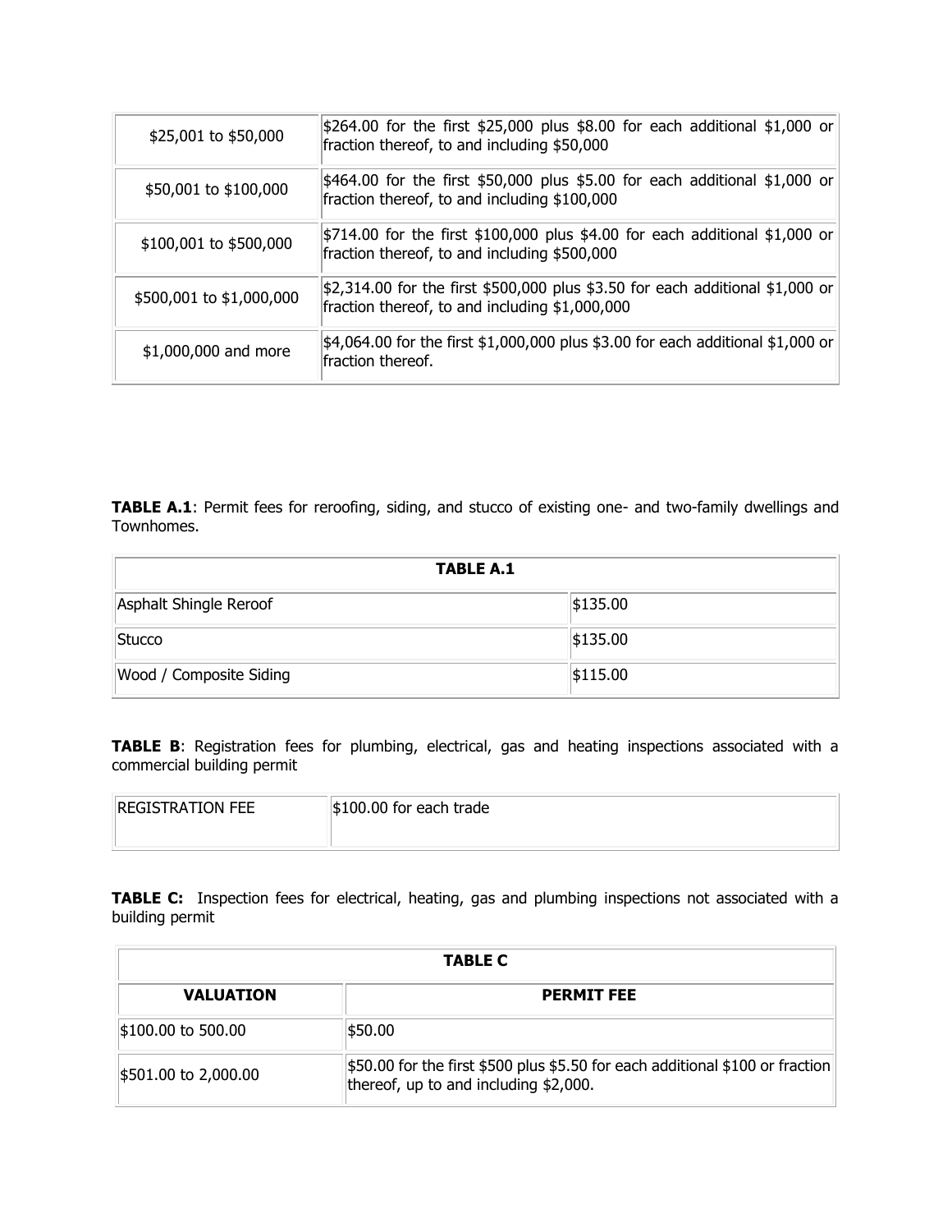| | |
|---|---|
| $25,001 to $50,000 | $264.00 for the first $25,000 plus $8.00 for each additional $1,000 or fraction thereof, to and including $50,000 |
| $50,001 to $100,000 | $464.00 for the first $50,000 plus $5.00 for each additional $1,000 or fraction thereof, to and including $100,000 |
| $100,001 to $500,000 | $714.00 for the first $100,000 plus $4.00 for each additional $1,000 or fraction thereof, to and including $500,000 |
| $500,001 to $1,000,000 | $2,314.00 for the first $500,000 plus $3.50 for each additional $1,000 or fraction thereof, to and including $1,000,000 |
| $1,000,000 and more | $4,064.00 for the first $1,000,000 plus $3.00 for each additional $1,000 or fraction thereof. |

**TABLE A.1**: Permit fees for reroofing, siding, and stucco of existing one- and two-family dwellings and Townhomes.

| TABLE A.1 | |
|---|---|
| Asphalt Shingle Reroof | $135.00 |
| Stucco | $135.00 |
| Wood / Composite Siding | $115.00 |

**TABLE B**: Registration fees for plumbing, electrical, gas and heating inspections associated with a commercial building permit

| | |
|---|---|
| REGISTRATION FEE | $100.00 for each trade |

**TABLE C:** Inspection fees for electrical, heating, gas and plumbing inspections not associated with a building permit

| TABLE C | |
|---|---|
| **VALUATION** | **PERMIT FEE** |
| $100.00 to 500.00 | $50.00 |
| $501.00 to 2,000.00 | $50.00 for the first $500 plus $5.50 for each additional $100 or fraction thereof, up to and including $2,000. |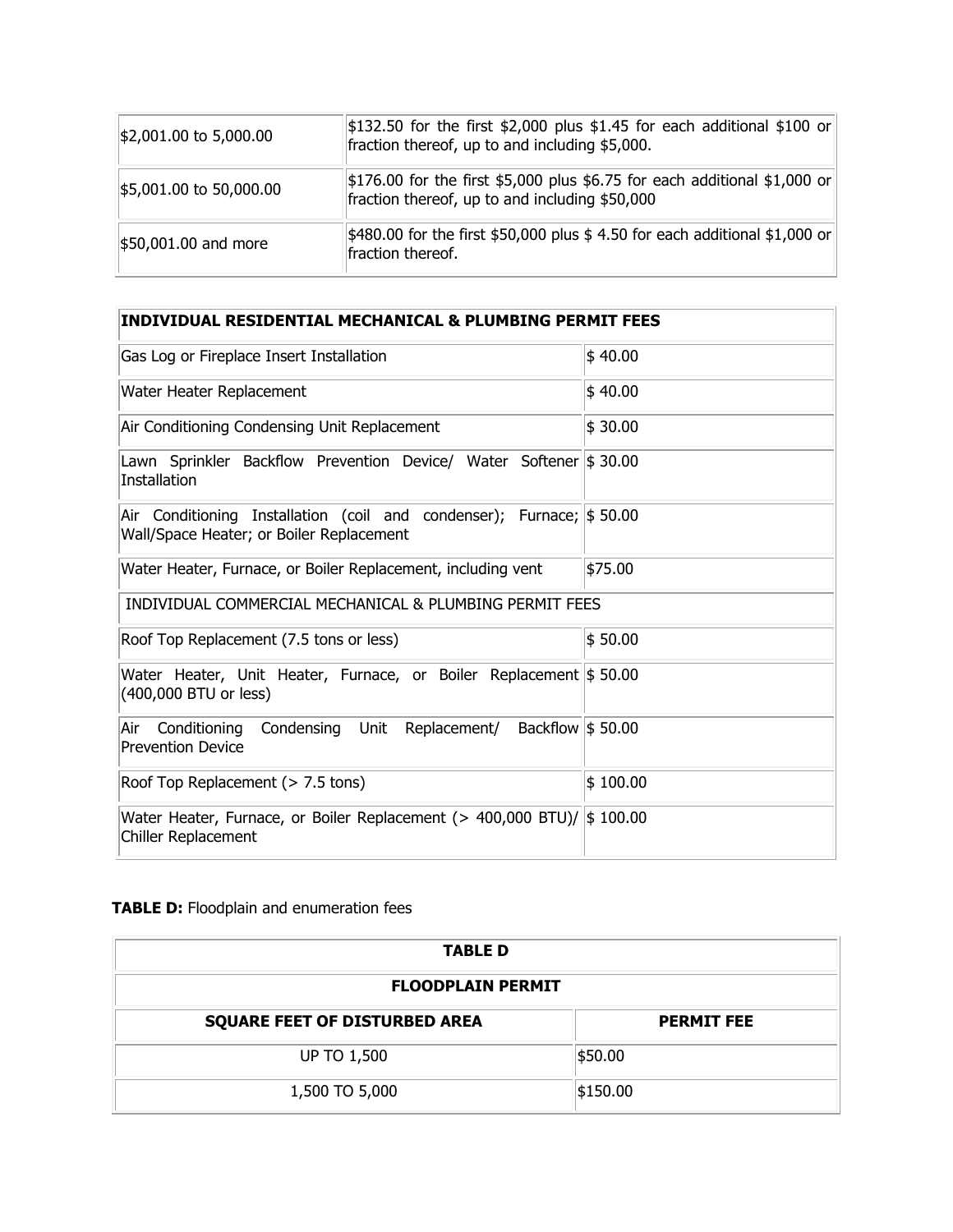| | |
|---|---|
| $2,001.00 to 5,000.00 | $132.50 for the first $2,000 plus $1.45 for each additional $100 or fraction thereof, up to and including $5,000. |
| $5,001.00 to 50,000.00 | $176.00 for the first $5,000 plus $6.75 for each additional $1,000 or fraction thereof, up to and including $50,000 |
| $50,001.00 and more | $480.00 for the first $50,000 plus $ 4.50 for each additional $1,000 or fraction thereof. |

| **INDIVIDUAL RESIDENTIAL MECHANICAL & PLUMBING PERMIT FEES** | |
|---|---|
| Gas Log or Fireplace Insert Installation | $ 40.00 |
| Water Heater Replacement | $ 40.00 |
| Air Conditioning Condensing Unit Replacement | $ 30.00 |
| Lawn Sprinkler Backflow Prevention Device/ Water Softener Installation | $ 30.00 |
| Air Conditioning Installation (coil and condenser); Furnace; Wall/Space Heater; or Boiler Replacement | $ 50.00 |
| Water Heater, Furnace, or Boiler Replacement, including vent | $75.00 |
| INDIVIDUAL COMMERCIAL MECHANICAL & PLUMBING PERMIT FEES | |
| Roof Top Replacement (7.5 tons or less) | $ 50.00 |
| Water Heater, Unit Heater, Furnace, or Boiler Replacement (400,000 BTU or less) | $ 50.00 |
| Air Conditioning Condensing Unit Replacement/ Backflow Prevention Device | $ 50.00 |
| Roof Top Replacement (> 7.5 tons) | $ 100.00 |
| Water Heater, Furnace, or Boiler Replacement (> 400,000 BTU)/ Chiller Replacement | $ 100.00 |

**TABLE D:** Floodplain and enumeration fees

| **TABLE D** | |
|---|---|
| **FLOODPLAIN PERMIT** | |
| **SQUARE FEET OF DISTURBED AREA** | **PERMIT FEE** |
| UP TO 1,500 | $50.00 |
| 1,500 TO 5,000 | $150.00 |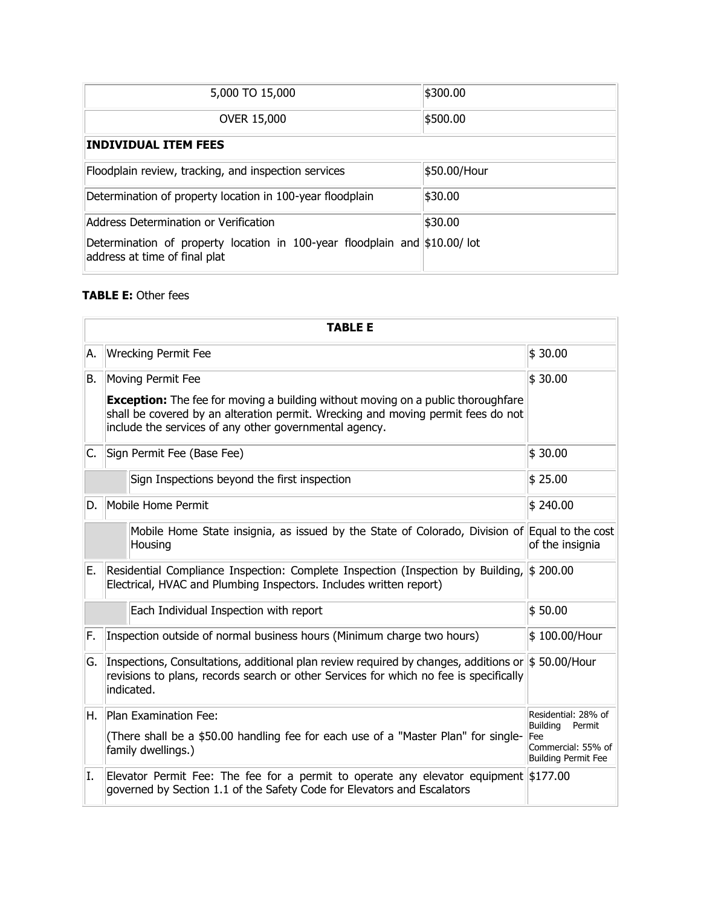| 5,000 TO 15,000 | $300.00 |
|---|---|
| OVER 15,000 | $500.00 |
| **INDIVIDUAL ITEM FEES** | |
| Floodplain review, tracking, and inspection services | $50.00/Hour |
| Determination of property location in 100-year floodplain | $30.00 |
| Address Determination or Verification | $30.00 |
| Determination of property location in 100-year floodplain and address at time of final plat | $10.00/ lot |

**TABLE E:** Other fees

| **TABLE E** | | | |
|---|---|---|---|
| A. | Wrecking Permit Fee | | $ 30.00 |
| B. | Moving Permit Fee<br><br>**Exception:** The fee for moving a building without moving on a public thoroughfare shall be covered by an alteration permit. Wrecking and moving permit fees do not include the services of any other governmental agency. | | $ 30.00 |
| C. | Sign Permit Fee (Base Fee) | | $ 30.00 |
| | | Sign Inspections beyond the first inspection | $ 25.00 |
| D. | Mobile Home Permit | | $ 240.00 |
| | | Mobile Home State insignia, as issued by the State of Colorado, Division of Housing | Equal to the cost of the insignia |
| E. | Residential Compliance Inspection: Complete Inspection (Inspection by Building, Electrical, HVAC and Plumbing Inspectors. Includes written report) | | $ 200.00 |
| | | Each Individual Inspection with report | $ 50.00 |
| F. | Inspection outside of normal business hours (Minimum charge two hours) | | $ 100.00/Hour |
| G. | Inspections, Consultations, additional plan review required by changes, additions or revisions to plans, records search or other Services for which no fee is specifically indicated. | | $ 50.00/Hour |
| H. | Plan Examination Fee:<br><br>(There shall be a $50.00 handling fee for each use of a "Master Plan" for single-family dwellings.) | | Residential: 28% of Building Permit Fee<br>Commercial: 55% of Building Permit Fee |
| I. | Elevator Permit Fee: The fee for a permit to operate any elevator equipment governed by Section 1.1 of the Safety Code for Elevators and Escalators | | $177.00 |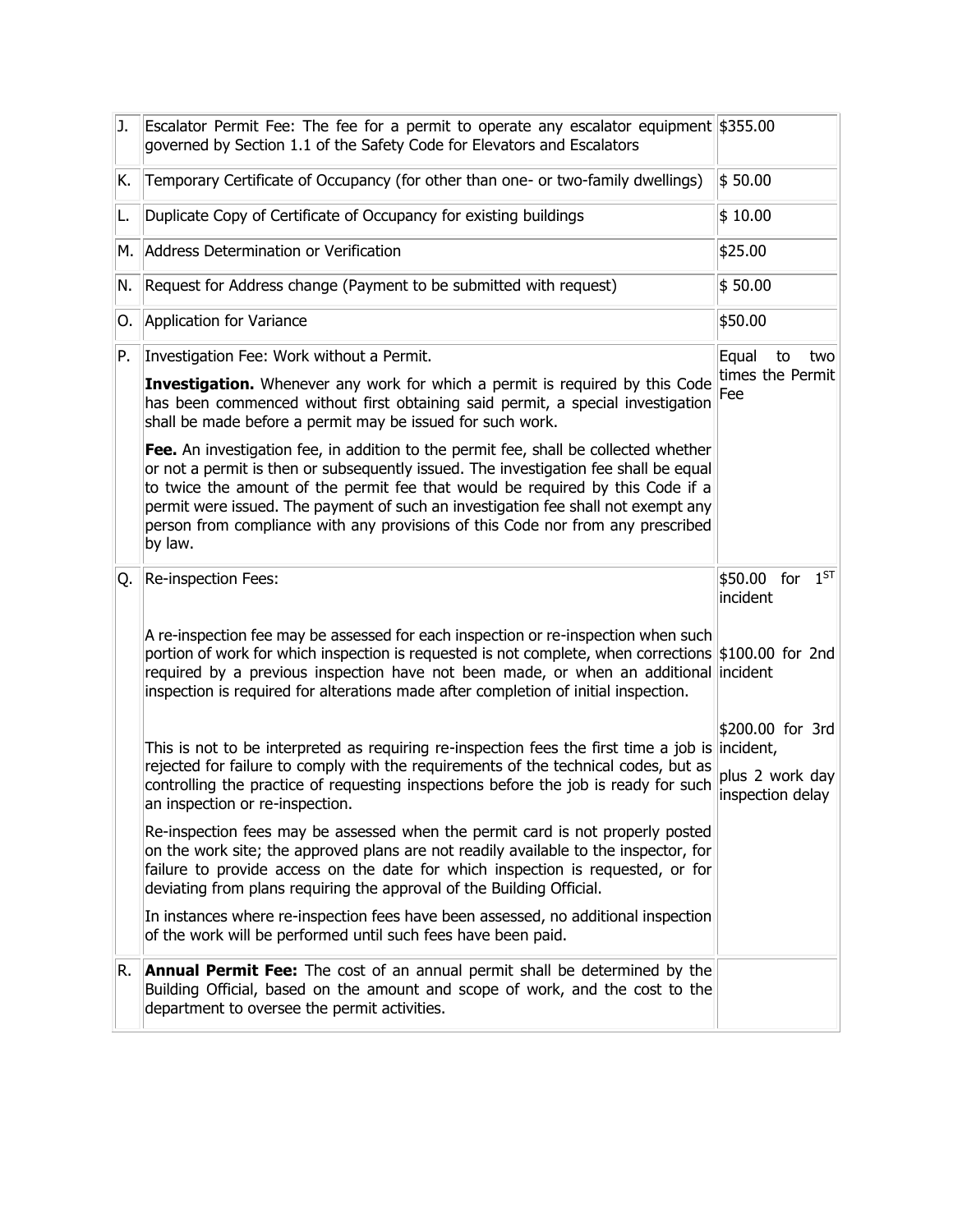| | | |
|---|---|---|
| J. | Escalator Permit Fee: The fee for a permit to operate any escalator equipment governed by Section 1.1 of the Safety Code for Elevators and Escalators | \$355.00 |
| K. | Temporary Certificate of Occupancy (for other than one- or two-family dwellings) | \$ 50.00 |
| L. | Duplicate Copy of Certificate of Occupancy for existing buildings | \$ 10.00 |
| M. | Address Determination or Verification | \$25.00 |
| N. | Request for Address change (Payment to be submitted with request) | \$ 50.00 |
| O. | Application for Variance | \$50.00 |
| P. | Investigation Fee: Work without a Permit.<br><br>**Investigation.** Whenever any work for which a permit is required by this Code has been commenced without first obtaining said permit, a special investigation shall be made before a permit may be issued for such work.<br><br>**Fee.** An investigation fee, in addition to the permit fee, shall be collected whether or not a permit is then or subsequently issued. The investigation fee shall be equal to twice the amount of the permit fee that would be required by this Code if a permit were issued. The payment of such an investigation fee shall not exempt any person from compliance with any provisions of this Code nor from any prescribed by law. | Equal to two times the Permit Fee |
| Q. | Re-inspection Fees:<br><br>A re-inspection fee may be assessed for each inspection or re-inspection when such portion of work for which inspection is requested is not complete, when corrections required by a previous inspection have not been made, or when an additional inspection is required for alterations made after completion of initial inspection.<br><br>This is not to be interpreted as requiring re-inspection fees the first time a job is rejected for failure to comply with the requirements of the technical codes, but as controlling the practice of requesting inspections before the job is ready for such an inspection or re-inspection.<br><br>Re-inspection fees may be assessed when the permit card is not properly posted on the work site; the approved plans are not readily available to the inspector, for failure to provide access on the date for which inspection is requested, or for deviating from plans requiring the approval of the Building Official.<br><br>In instances where re-inspection fees have been assessed, no additional inspection of the work will be performed until such fees have been paid. | \$50.00 for 1ST incident<br><br>\$100.00 for 2nd incident<br><br>\$200.00 for 3rd incident,<br><br>plus 2 work day inspection delay |
| R. | **Annual Permit Fee:** The cost of an annual permit shall be determined by the Building Official, based on the amount and scope of work, and the cost to the department to oversee the permit activities. | |